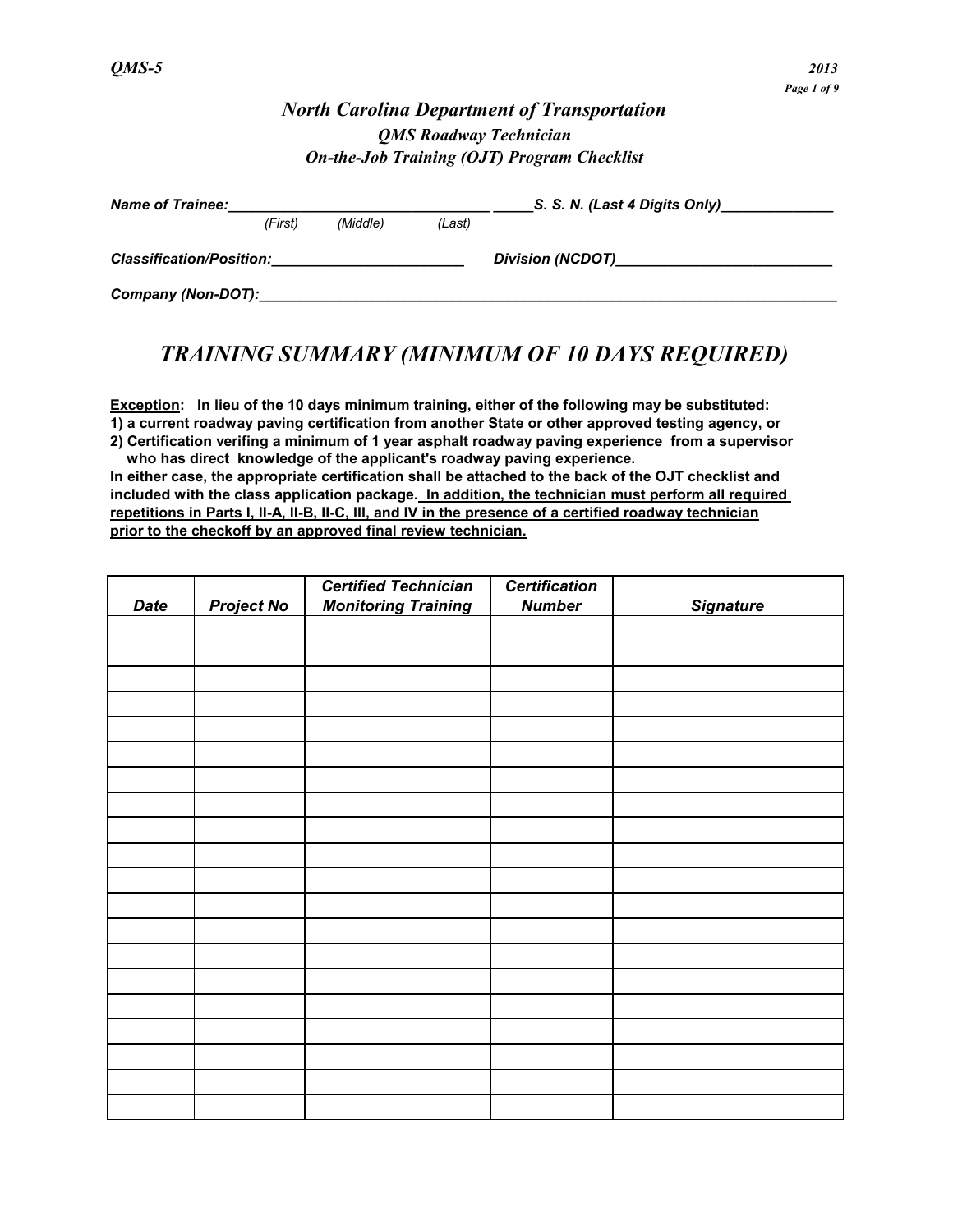*QMS-5* *2013*

# *North Carolina Department of Transportation*

## *QMS Roadway Technician*

## *On-the-Job Training (OJT) Program Checklist*

***Name of Trainee:*** ________________________________ _____ ***S. S. N. (Last 4 Digits Only)*** ______________
*(First)* *(Middle)* *(Last)*

***Classification/Position:*** ________________________ ***Division (NCDOT)*** ___________________________

***Company (Non-DOT):*** ___________________________________________________________________________

## *TRAINING SUMMARY (MINIMUM OF 10 DAYS REQUIRED)*

**<u>Exception</u>: In lieu of the 10 days minimum training, either of the following may be substituted:**
**1) a current roadway paving certification from another State or other approved testing agency, or**
**2) Certification verifing a minimum of 1 year asphalt roadway paving experience from a supervisor who has direct knowledge of the applicant's roadway paving experience.**
**In either case, the appropriate certification shall be attached to the back of the OJT checklist and included with the class application package. <u>In addition, the technician must perform all required repetitions in Parts I, II-A, II-B, II-C, III, and IV in the presence of a certified roadway technician prior to the checkoff by an approved final review technician.</u>**

| *Date* | *Project No* | *Certified Technician Monitoring Training* | *Certification Number* | *Signature* |
|---|---|---|---|---|
| | | | | |
| | | | | |
| | | | | |
| | | | | |
| | | | | |
| | | | | |
| | | | | |
| | | | | |
| | | | | |
| | | | | |
| | | | | |
| | | | | |
| | | | | |
| | | | | |
| | | | | |
| | | | | |
| | | | | |
| | | | | |
| | | | | |
| | | | | |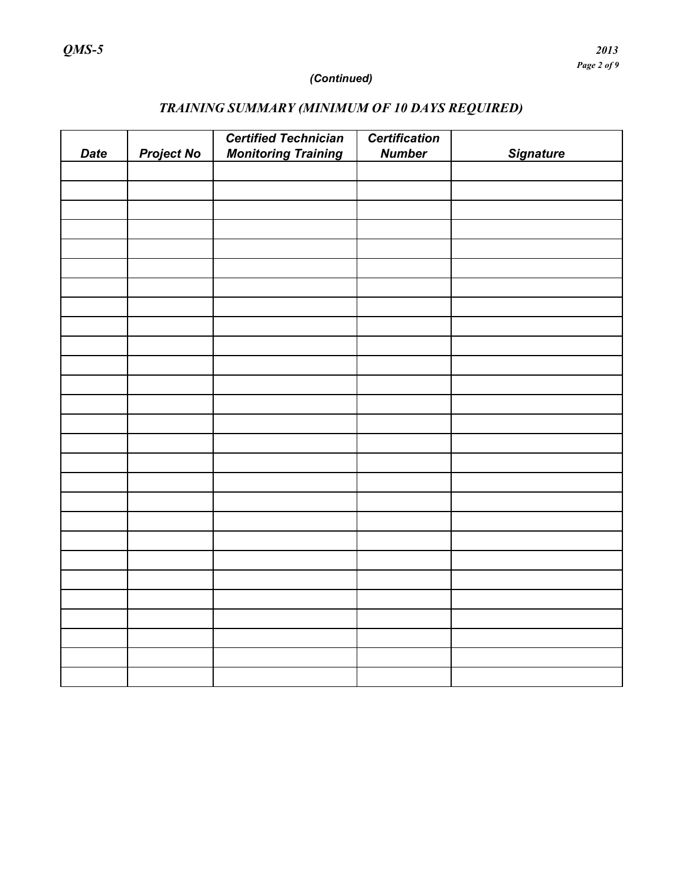*(Continued)*

## *TRAINING SUMMARY (MINIMUM OF 10 DAYS REQUIRED)*

| *Date* | *Project No* | *Certified Technician Monitoring Training* | *Certification Number* | *Signature* |
|---|---|---|---|---|
| | | | | |
| | | | | |
| | | | | |
| | | | | |
| | | | | |
| | | | | |
| | | | | |
| | | | | |
| | | | | |
| | | | | |
| | | | | |
| | | | | |
| | | | | |
| | | | | |
| | | | | |
| | | | | |
| | | | | |
| | | | | |
| | | | | |
| | | | | |
| | | | | |
| | | | | |
| | | | | |
| | | | | |
| | | | | |
| | | | | |
| | | | | |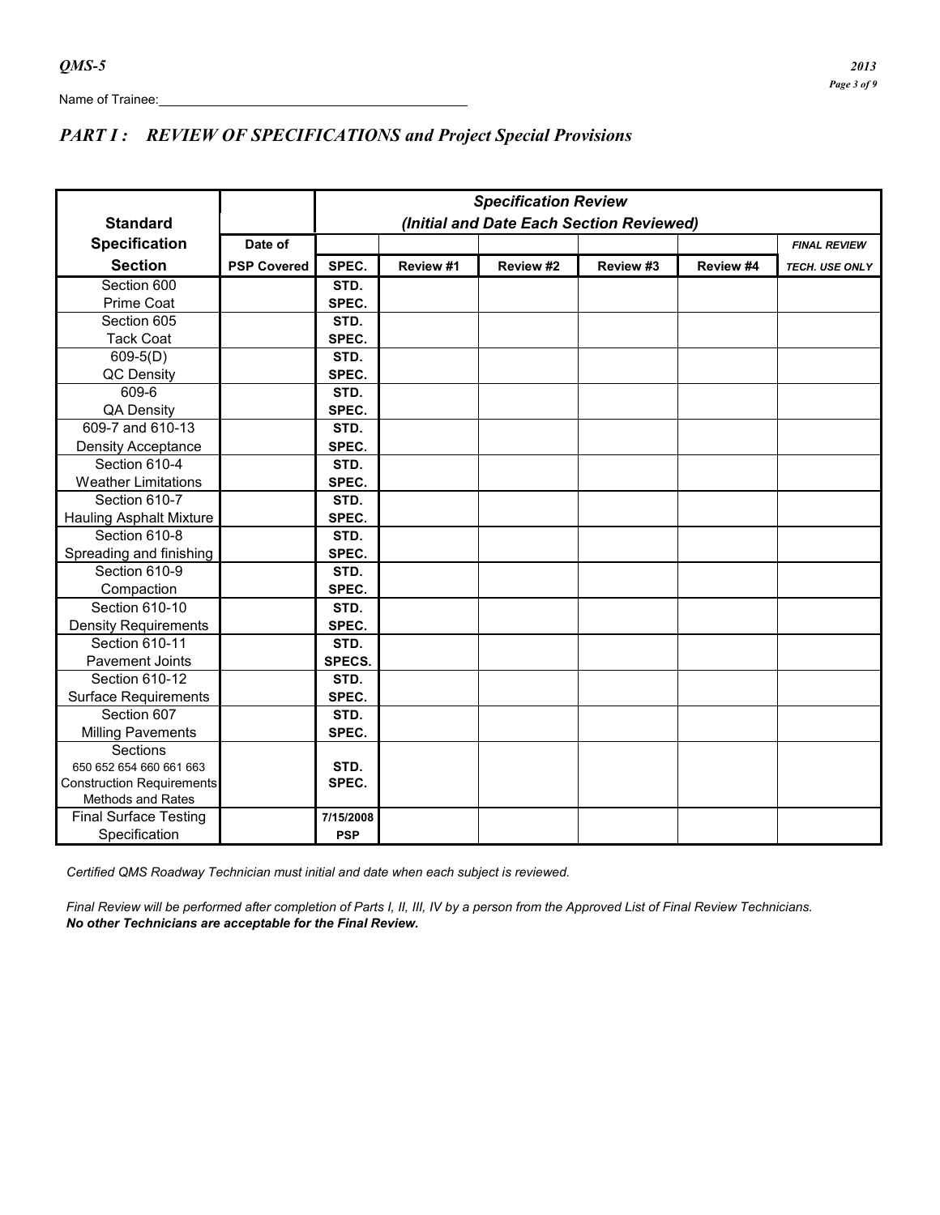Name of Trainee:___________________________________________

## *PART I : REVIEW OF SPECIFICATIONS and Project Special Provisions*

| Standard Specification Section | Date of PSP Covered | Specification Review (Initial and Date Each Section Reviewed) | | | | | |
|---|---|---|---|---|---|---|---|
| | | SPEC. | Review #1 | Review #2 | Review #3 | Review #4 | *FINAL REVIEW TECH. USE ONLY* |
| Section 600 Prime Coat | | STD. SPEC. | | | | | |
| Section 605 Tack Coat | | STD. SPEC. | | | | | |
| 609-5(D) QC Density | | STD. SPEC. | | | | | |
| 609-6 QA Density | | STD. SPEC. | | | | | |
| 609-7 and 610-13 Density Acceptance | | STD. SPEC. | | | | | |
| Section 610-4 Weather Limitations | | STD. SPEC. | | | | | |
| Section 610-7 Hauling Asphalt Mixture | | STD. SPEC. | | | | | |
| Section 610-8 Spreading and finishing | | STD. SPEC. | | | | | |
| Section 610-9 Compaction | | STD. SPEC. | | | | | |
| Section 610-10 Density Requirements | | STD. SPEC. | | | | | |
| Section 610-11 Pavement Joints | | STD. SPECS. | | | | | |
| Section 610-12 Surface Requirements | | STD. SPEC. | | | | | |
| Section 607 Milling Pavements | | STD. SPEC. | | | | | |
| Sections 650 652 654 660 661 663 Construction Requirements Methods and Rates | | STD. SPEC. | | | | | |
| Final Surface Testing Specification | | 7/15/2008 PSP | | | | | |

*Certified QMS Roadway Technician must initial and date when each subject is reviewed.*

*Final Review will be performed after completion of Parts I, II, III, IV by a person from the Approved List of Final Review Technicians.* ***No other Technicians are acceptable for the Final Review.***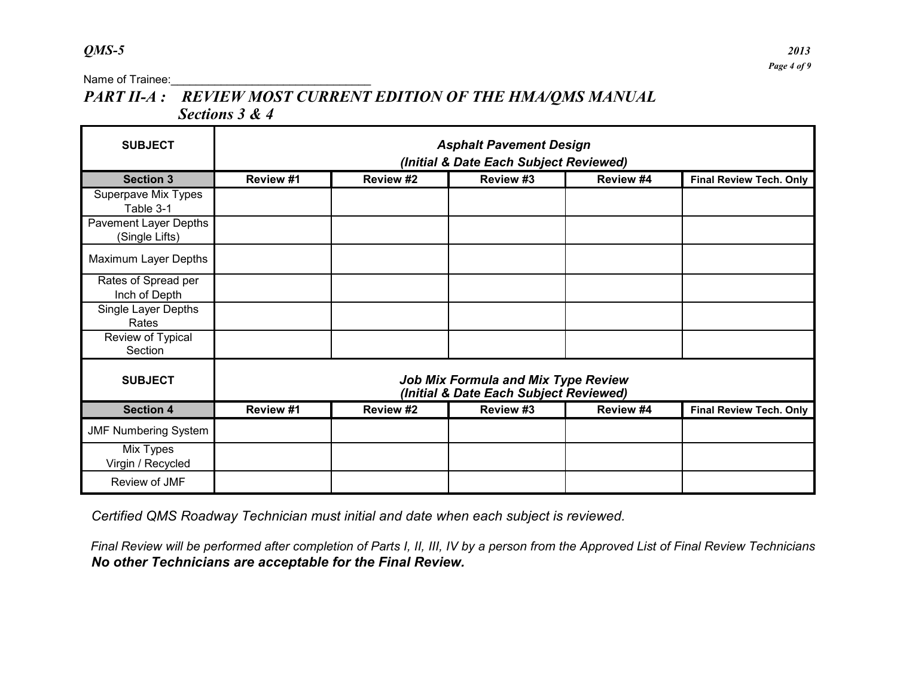Name of Trainee:_______________________________

## PART II-A : REVIEW MOST CURRENT EDITION OF THE HMA/QMS MANUAL Sections 3 & 4

| SUBJECT | *Asphalt Pavement Design (Initial & Date Each Subject Reviewed)* | | | | |
|---|---|---|---|---|---|
| **Section 3** | **Review #1** | **Review #2** | **Review #3** | **Review #4** | **Final Review Tech. Only** |
| Superpave Mix Types Table 3-1 | | | | | |
| Pavement Layer Depths (Single Lifts) | | | | | |
| Maximum Layer Depths | | | | | |
| Rates of Spread per Inch of Depth | | | | | |
| Single Layer Depths Rates | | | | | |
| Review of Typical Section | | | | | |
| **SUBJECT** | ***Job Mix Formula and Mix Type Review (Initial & Date Each Subject Reviewed)*** | | | | |
| **Section 4** | **Review #1** | **Review #2** | **Review #3** | **Review #4** | **Final Review Tech. Only** |
| JMF Numbering System | | | | | |
| Mix Types Virgin / Recycled | | | | | |
| Review of JMF | | | | | |

*Certified QMS Roadway Technician must initial and date when each subject is reviewed.*

*Final Review will be performed after completion of Parts I, II, III, IV by a person from the Approved List of Final Review Technicians*

***No other Technicians are acceptable for the Final Review.***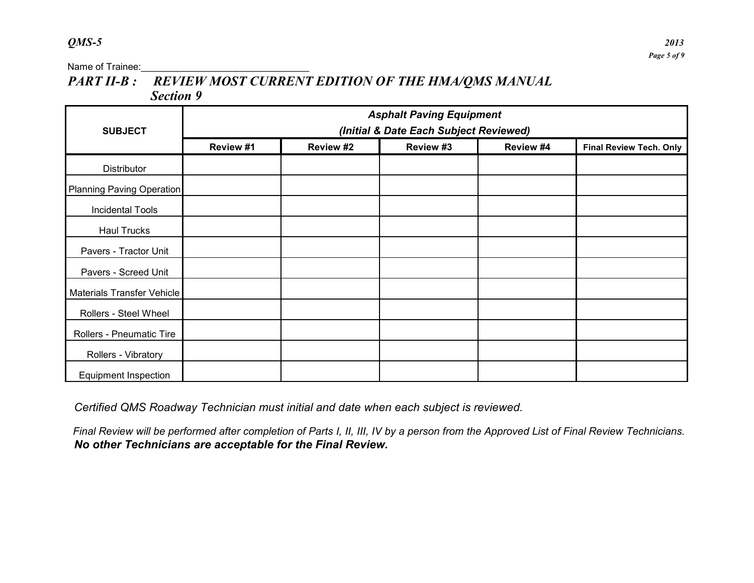Name of Trainee:______________________________

## *PART II-B : REVIEW MOST CURRENT EDITION OF THE HMA/QMS MANUAL Section 9*

| SUBJECT | ***Asphalt Paving Equipment (Initial & Date Each Subject Reviewed)*** | | | | |
|---|---|---|---|---|---|
| | **Review #1** | **Review #2** | **Review #3** | **Review #4** | **Final Review Tech. Only** |
| Distributor | | | | | |
| Planning Paving Operation | | | | | |
| Incidental Tools | | | | | |
| Haul Trucks | | | | | |
| Pavers - Tractor Unit | | | | | |
| Pavers - Screed Unit | | | | | |
| Materials Transfer Vehicle | | | | | |
| Rollers - Steel Wheel | | | | | |
| Rollers - Pneumatic Tire | | | | | |
| Rollers - Vibratory | | | | | |
| Equipment Inspection | | | | | |

*Certified QMS Roadway Technician must initial and date when each subject is reviewed.*

*Final Review will be performed after completion of Parts I, II, III, IV by a person from the Approved List of Final Review Technicians.* ***No other Technicians are acceptable for the Final Review.***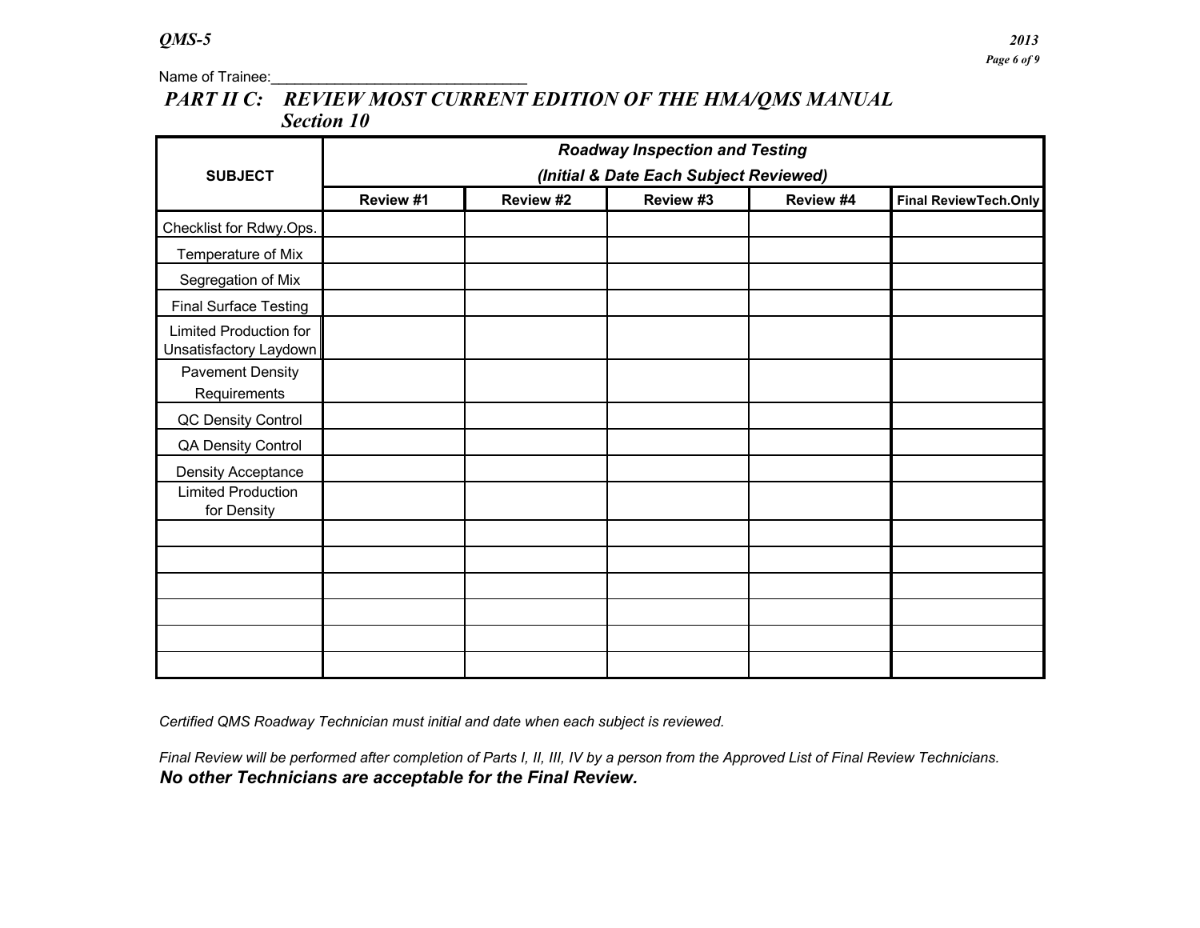Name of Trainee:_______________________________

## PART II C: REVIEW MOST CURRENT EDITION OF THE HMA/QMS MANUAL Section 10

| SUBJECT | Roadway Inspection and Testing (Initial & Date Each Subject Reviewed) | | | | |
|---|---|---|---|---|---|
| | Review #1 | Review #2 | Review #3 | Review #4 | Final ReviewTech.Only |
| Checklist for Rdwy.Ops. | | | | | |
| Temperature of Mix | | | | | |
| Segregation of Mix | | | | | |
| Final Surface Testing | | | | | |
| Limited Production for Unsatisfactory Laydown | | | | | |
| Pavement Density Requirements | | | | | |
| QC Density Control | | | | | |
| QA Density Control | | | | | |
| Density Acceptance | | | | | |
| Limited Production for Density | | | | | |
| | | | | | |
| | | | | | |
| | | | | | |
| | | | | | |
| | | | | | |
| | | | | | |

*Certified QMS Roadway Technician must initial and date when each subject is reviewed.*

*Final Review will be performed after completion of Parts I, II, III, IV by a person from the Approved List of Final Review Technicians.*
***No other Technicians are acceptable for the Final Review.***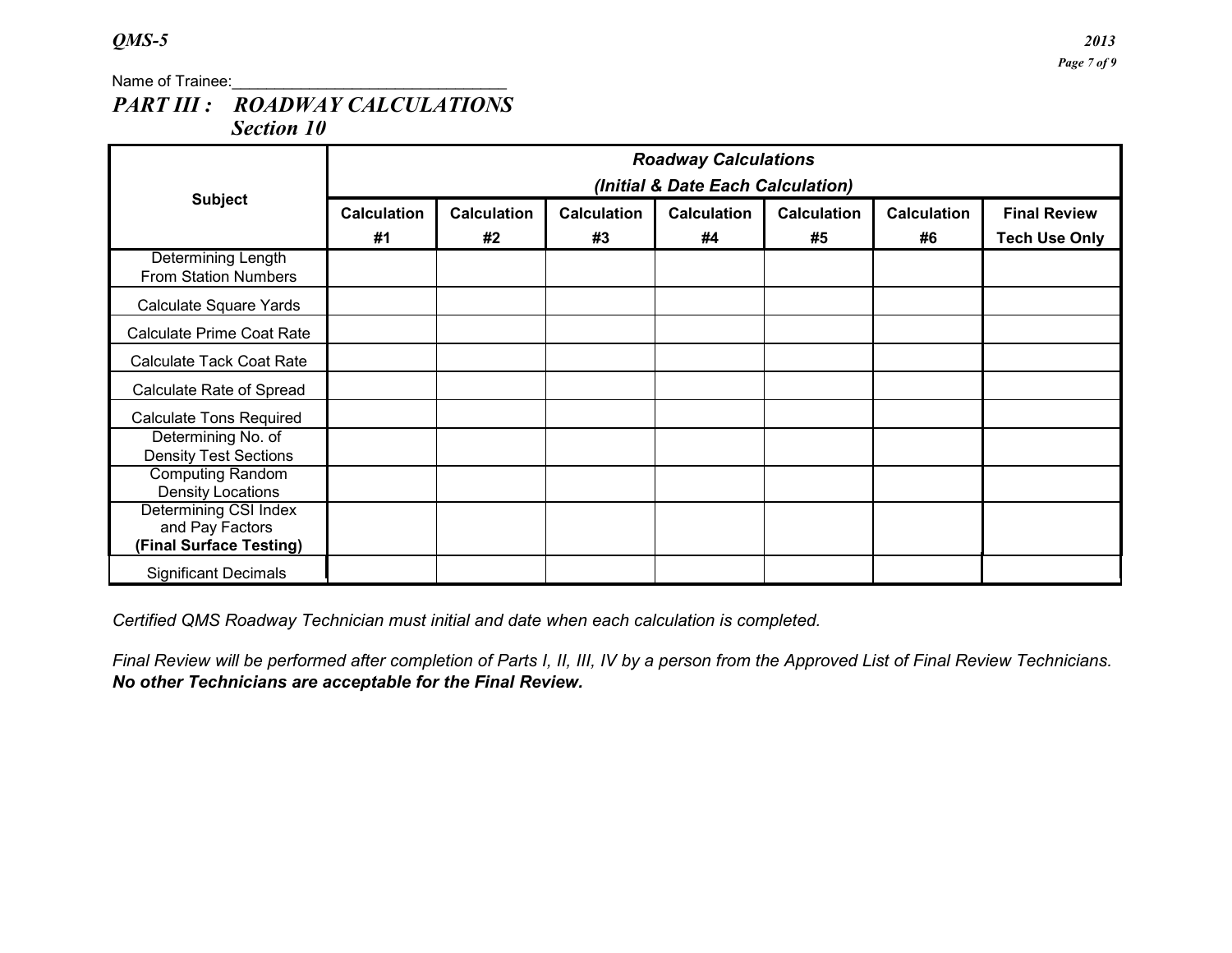Name of Trainee:______________________________

## *PART III : ROADWAY CALCULATIONS*
### *Section 10*

| Subject | *Roadway Calculations (Initial & Date Each Calculation)* | | | | | | |
|---|---|---|---|---|---|---|---|
| | **Calculation #1** | **Calculation #2** | **Calculation #3** | **Calculation #4** | **Calculation #5** | **Calculation #6** | **Final Review Tech Use Only** |
| Determining Length From Station Numbers | | | | | | | |
| Calculate Square Yards | | | | | | | |
| Calculate Prime Coat Rate | | | | | | | |
| Calculate Tack Coat Rate | | | | | | | |
| Calculate Rate of Spread | | | | | | | |
| Calculate Tons Required | | | | | | | |
| Determining No. of Density Test Sections | | | | | | | |
| Computing Random Density Locations | | | | | | | |
| Determining CSI Index and Pay Factors **(Final Surface Testing)** | | | | | | | |
| Significant Decimals | | | | | | | |

*Certified QMS Roadway Technician must initial and date when each calculation is completed.*

*Final Review will be performed after completion of Parts I, II, III, IV by a person from the Approved List of Final Review Technicians.* ***No other Technicians are acceptable for the Final Review.***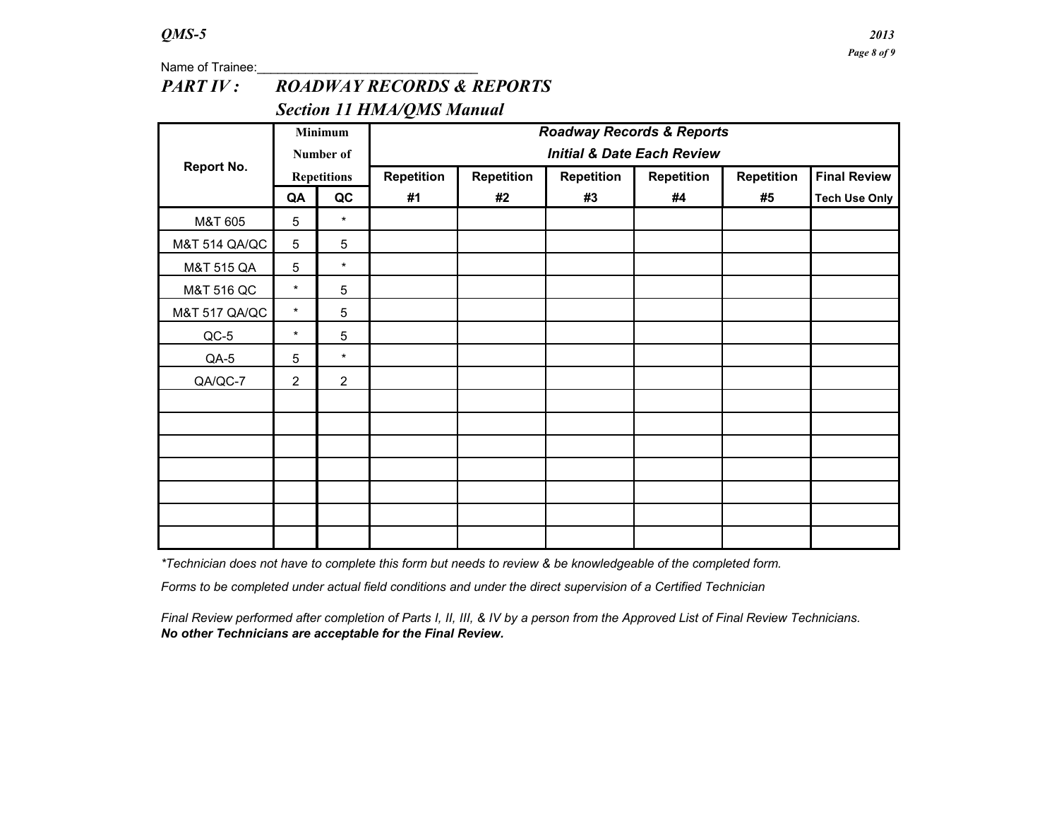Name of Trainee:_______________________________

## *PART IV : ROADWAY RECORDS & REPORTS*

## *Section 11 HMA/QMS Manual*

| Report No. | Minimum Number of Repetitions | | *Roadway Records & Reports Initial & Date Each Review* | | | | | |
|---|---|---|---|---|---|---|---|---|
| | QA | QC | Repetition #1 | Repetition #2 | Repetition #3 | Repetition #4 | Repetition #5 | Final Review Tech Use Only |
| M&T 605 | 5 | * | | | | | | |
| M&T 514 QA/QC | 5 | 5 | | | | | | |
| M&T 515 QA | 5 | * | | | | | | |
| M&T 516 QC | * | 5 | | | | | | |
| M&T 517 QA/QC | * | 5 | | | | | | |
| QC-5 | * | 5 | | | | | | |
| QA-5 | 5 | * | | | | | | |
| QA/QC-7 | 2 | 2 | | | | | | |
| | | | | | | | | |
| | | | | | | | | |
| | | | | | | | | |
| | | | | | | | | |
| | | | | | | | | |
| | | | | | | | | |
| | | | | | | | | |

*\*Technician does not have to complete this form but needs to review & be knowledgeable of the completed form.*

*Forms to be completed under actual field conditions and under the direct supervision of a Certified Technician*

*Final Review performed after completion of Parts I, II, III, & IV by a person from the Approved List of Final Review Technicians.*
***No other Technicians are acceptable for the Final Review.***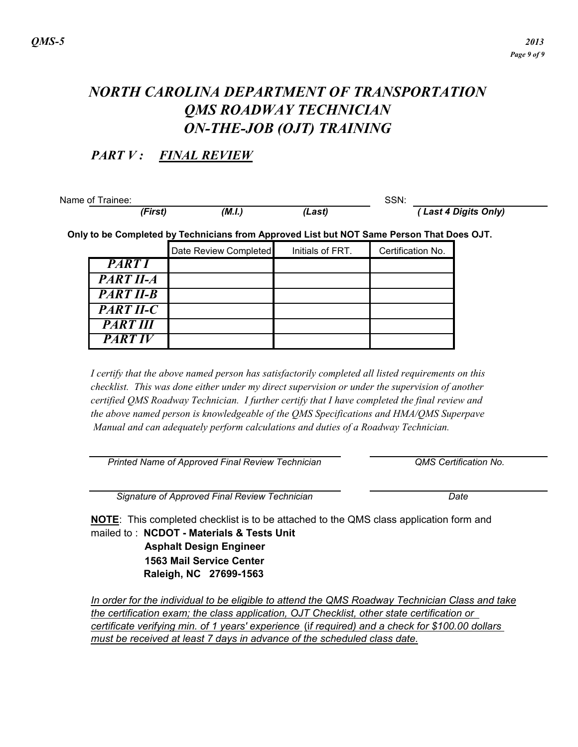# NORTH CAROLINA DEPARTMENT OF TRANSPORTATION
# QMS ROADWAY TECHNICIAN
# ON-THE-JOB (OJT) TRAINING

## *PART V : FINAL REVIEW*

Name of Trainee: ______________________________________ SSN: ____________________

*(First)* *(M.I.)* *(Last)* *( Last 4 Digits Only)*

**Only to be Completed by Technicians from Approved List but NOT Same Person That Does OJT.**

| | Date Review Completed | Initials of FRT. | Certification No. |
|---|---|---|---|
| ***PART I*** | | | |
| ***PART II-A*** | | | |
| ***PART II-B*** | | | |
| ***PART II-C*** | | | |
| ***PART III*** | | | |
| ***PART IV*** | | | |

*I certify that the above named person has satisfactorily completed all listed requirements on this checklist. This was done either under my direct supervision or under the supervision of another certified QMS Roadway Technician. I further certify that I have completed the final review and the above named person is knowledgeable of the QMS Specifications and HMA/QMS Superpave Manual and can adequately perform calculations and duties of a Roadway Technician.*

______________________________________ ____________________

*Printed Name of Approved Final Review Technician* *QMS Certification No.*

______________________________________ ____________________

*Signature of Approved Final Review Technician* *Date*

**NOTE**: This completed checklist is to be attached to the QMS class application form and mailed to : **NCDOT - Materials & Tests Unit**
**Asphalt Design Engineer**
**1563 Mail Service Center**
**Raleigh, NC 27699-1563**

*In order for the individual to be eligible to attend the QMS Roadway Technician Class and take the certification exam; the class application, OJT Checklist, other state certification or certificate verifying min. of 1 years' experience (if required) and a check for $100.00 dollars must be received at least 7 days in advance of the scheduled class date.*